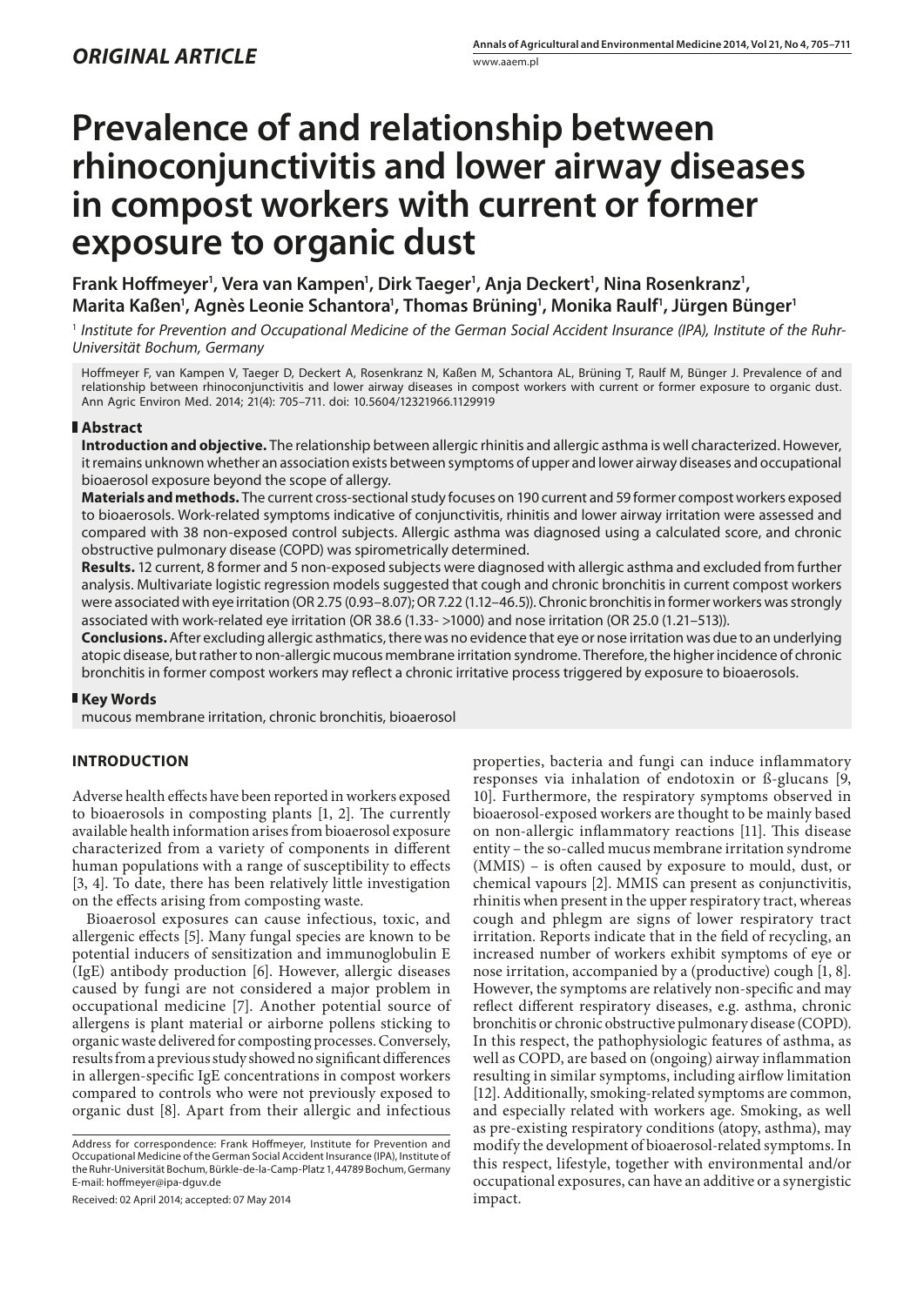*ORIGINAL ARTICLE*

# Prevalence of and relationship between rhinoconjunctivitis and lower airway diseases in compost workers with current or former exposure to organic dust

**Frank Hoffmeyer[1], Vera van Kampen[1], Dirk Taeger[1], Anja Deckert[1], Nina Rosenkranz[1], Marita Kaßen[1], Agnès Leonie Schantora[1], Thomas Brüning[1], Monika Raulf[1], Jürgen Bünger[1]**

[1] *Institute for Prevention and Occupational Medicine of the German Social Accident Insurance (IPA), Institute of the Ruhr-Universität Bochum, Germany*

Hoffmeyer F, van Kampen V, Taeger D, Deckert A, Rosenkranz N, Kaßen M, Schantora AL, Brüning T, Raulf M, Bünger J. Prevalence of and relationship between rhinoconjunctivitis and lower airway diseases in compost workers with current or former exposure to organic dust. Ann Agric Environ Med. 2014; 21(4): 705–711. doi: 10.5604/12321966.1129919

## Abstract

**Introduction and objective.** The relationship between allergic rhinitis and allergic asthma is well characterized. However, it remains unknown whether an association exists between symptoms of upper and lower airway diseases and occupational bioaerosol exposure beyond the scope of allergy.

**Materials and methods.** The current cross-sectional study focuses on 190 current and 59 former compost workers exposed to bioaerosols. Work-related symptoms indicative of conjunctivitis, rhinitis and lower airway irritation were assessed and compared with 38 non-exposed control subjects. Allergic asthma was diagnosed using a calculated score, and chronic obstructive pulmonary disease (COPD) was spirometrically determined.

**Results.** 12 current, 8 former and 5 non-exposed subjects were diagnosed with allergic asthma and excluded from further analysis. Multivariate logistic regression models suggested that cough and chronic bronchitis in current compost workers were associated with eye irritation (OR 2.75 (0.93–8.07); OR 7.22 (1.12–46.5)). Chronic bronchitis in former workers was strongly associated with work-related eye irritation (OR 38.6 (1.33- >1000) and nose irritation (OR 25.0 (1.21–513)).

**Conclusions.** After excluding allergic asthmatics, there was no evidence that eye or nose irritation was due to an underlying atopic disease, but rather to non-allergic mucous membrane irritation syndrome. Therefore, the higher incidence of chronic bronchitis in former compost workers may reflect a chronic irritative process triggered by exposure to bioaerosols.

## Key Words

mucous membrane irritation, chronic bronchitis, bioaerosol

## INTRODUCTION

Adverse health effects have been reported in workers exposed to bioaerosols in composting plants [1, 2]. The currently available health information arises from bioaerosol exposure characterized from a variety of components in different human populations with a range of susceptibility to effects [3, 4]. To date, there has been relatively little investigation on the effects arising from composting waste.

Bioaerosol exposures can cause infectious, toxic, and allergenic effects [5]. Many fungal species are known to be potential inducers of sensitization and immunoglobulin E (IgE) antibody production [6]. However, allergic diseases caused by fungi are not considered a major problem in occupational medicine [7]. Another potential source of allergens is plant material or airborne pollens sticking to organic waste delivered for composting processes. Conversely, results from a previous study showed no significant differences in allergen-specific IgE concentrations in compost workers compared to controls who were not previously exposed to organic dust [8]. Apart from their allergic and infectious properties, bacteria and fungi can induce inflammatory responses via inhalation of endotoxin or ß-glucans [9, 10]. Furthermore, the respiratory symptoms observed in bioaerosol-exposed workers are thought to be mainly based on non-allergic inflammatory reactions [11]. This disease entity – the so-called mucus membrane irritation syndrome (MMIS) – is often caused by exposure to mould, dust, or chemical vapours [2]. MMIS can present as conjunctivitis, rhinitis when present in the upper respiratory tract, whereas cough and phlegm are signs of lower respiratory tract irritation. Reports indicate that in the field of recycling, an increased number of workers exhibit symptoms of eye or nose irritation, accompanied by a (productive) cough [1, 8]. However, the symptoms are relatively non-specific and may reflect different respiratory diseases, e.g. asthma, chronic bronchitis or chronic obstructive pulmonary disease (COPD). In this respect, the pathophysiologic features of asthma, as well as COPD, are based on (ongoing) airway inflammation resulting in similar symptoms, including airflow limitation [12]. Additionally, smoking-related symptoms are common, and especially related with workers age. Smoking, as well as pre-existing respiratory conditions (atopy, asthma), may modify the development of bioaerosol-related symptoms. In this respect, lifestyle, together with environmental and/or occupational exposures, can have an additive or a synergistic impact.

Address for correspondence: Frank Hoffmeyer, Institute for Prevention and Occupational Medicine of the German Social Accident Insurance (IPA), Institute of the Ruhr-Universität Bochum, Bürkle-de-la-Camp-Platz 1, 44789 Bochum, Germany
E-mail: hoffmeyer@ipa-dguv.de

Received: 02 April 2014; accepted: 07 May 2014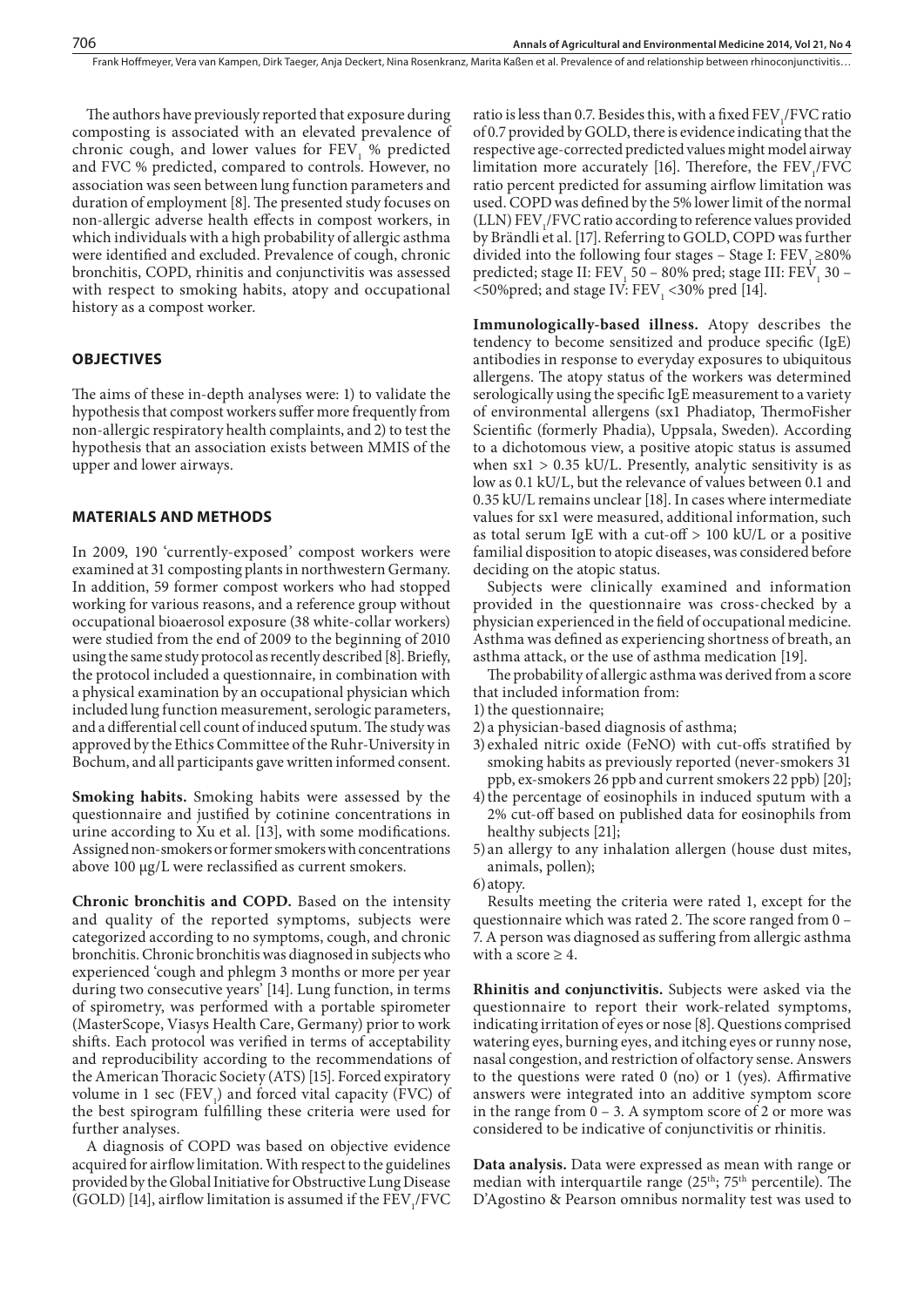The authors have previously reported that exposure during composting is associated with an elevated prevalence of chronic cough, and lower values for $FEV_1$ % predicted and FVC % predicted, compared to controls. However, no association was seen between lung function parameters and duration of employment [8]. The presented study focuses on non-allergic adverse health effects in compost workers, in which individuals with a high probability of allergic asthma were identified and excluded. Prevalence of cough, chronic bronchitis, COPD, rhinitis and conjunctivitis was assessed with respect to smoking habits, atopy and occupational history as a compost worker.

## OBJECTIVES

The aims of these in-depth analyses were: 1) to validate the hypothesis that compost workers suffer more frequently from non-allergic respiratory health complaints, and 2) to test the hypothesis that an association exists between MMIS of the upper and lower airways.

## MATERIALS AND METHODS

In 2009, 190 'currently-exposed' compost workers were examined at 31 composting plants in northwestern Germany. In addition, 59 former compost workers who had stopped working for various reasons, and a reference group without occupational bioaerosol exposure (38 white-collar workers) were studied from the end of 2009 to the beginning of 2010 using the same study protocol as recently described [8]. Briefly, the protocol included a questionnaire, in combination with a physical examination by an occupational physician which included lung function measurement, serologic parameters, and a differential cell count of induced sputum. The study was approved by the Ethics Committee of the Ruhr-University in Bochum, and all participants gave written informed consent.

**Smoking habits.** Smoking habits were assessed by the questionnaire and justified by cotinine concentrations in urine according to Xu et al. [13], with some modifications. Assigned non-smokers or former smokers with concentrations above 100 µg/L were reclassified as current smokers.

**Chronic bronchitis and COPD.** Based on the intensity and quality of the reported symptoms, subjects were categorized according to no symptoms, cough, and chronic bronchitis. Chronic bronchitis was diagnosed in subjects who experienced 'cough and phlegm 3 months or more per year during two consecutive years' [14]. Lung function, in terms of spirometry, was performed with a portable spirometer (MasterScope, Viasys Health Care, Germany) prior to work shifts. Each protocol was verified in terms of acceptability and reproducibility according to the recommendations of the American Thoracic Society (ATS) [15]. Forced expiratory volume in 1 sec ($FEV_1$) and forced vital capacity (FVC) of the best spirogram fulfilling these criteria were used for further analyses.

A diagnosis of COPD was based on objective evidence acquired for airflow limitation. With respect to the guidelines provided by the Global Initiative for Obstructive Lung Disease (GOLD) [14], airflow limitation is assumed if the $FEV_1$/FVC ratio is less than 0.7. Besides this, with a fixed $FEV_1$/FVC ratio of 0.7 provided by GOLD, there is evidence indicating that the respective age-corrected predicted values might model airway limitation more accurately [16]. Therefore, the $FEV_1$/FVC ratio percent predicted for assuming airflow limitation was used. COPD was defined by the 5% lower limit of the normal (LLN) $FEV_1$/FVC ratio according to reference values provided by Brändli et al. [17]. Referring to GOLD, COPD was further divided into the following four stages – Stage I: $FEV_1$ ≥80% predicted; stage II: $FEV_1$ 50 – 80% pred; stage III: $FEV_1$ 30 – <50%pred; and stage IV: $FEV_1$ <30% pred [14].

**Immunologically-based illness.** Atopy describes the tendency to become sensitized and produce specific (IgE) antibodies in response to everyday exposures to ubiquitous allergens. The atopy status of the workers was determined serologically using the specific IgE measurement to a variety of environmental allergens (sx1 Phadiatop, ThermoFisher Scientific (formerly Phadia), Uppsala, Sweden). According to a dichotomous view, a positive atopic status is assumed when sx1 > 0.35 kU/L. Presently, analytic sensitivity is as low as 0.1 kU/L, but the relevance of values between 0.1 and 0.35 kU/L remains unclear [18]. In cases where intermediate values for sx1 were measured, additional information, such as total serum IgE with a cut-off > 100 kU/L or a positive familial disposition to atopic diseases, was considered before deciding on the atopic status.

Subjects were clinically examined and information provided in the questionnaire was cross-checked by a physician experienced in the field of occupational medicine. Asthma was defined as experiencing shortness of breath, an asthma attack, or the use of asthma medication [19].

The probability of allergic asthma was derived from a score that included information from:

1) the questionnaire;
2) a physician-based diagnosis of asthma;
3) exhaled nitric oxide (FeNO) with cut-offs stratified by smoking habits as previously reported (never-smokers 31 ppb, ex-smokers 26 ppb and current smokers 22 ppb) [20];
4) the percentage of eosinophils in induced sputum with a 2% cut-off based on published data for eosinophils from healthy subjects [21];
5) an allergy to any inhalation allergen (house dust mites, animals, pollen);
6) atopy.

Results meeting the criteria were rated 1, except for the questionnaire which was rated 2. The score ranged from 0 – 7. A person was diagnosed as suffering from allergic asthma with a score ≥ 4.

**Rhinitis and conjunctivitis.** Subjects were asked via the questionnaire to report their work-related symptoms, indicating irritation of eyes or nose [8]. Questions comprised watering eyes, burning eyes, and itching eyes or runny nose, nasal congestion, and restriction of olfactory sense. Answers to the questions were rated 0 (no) or 1 (yes). Affirmative answers were integrated into an additive symptom score in the range from 0 – 3. A symptom score of 2 or more was considered to be indicative of conjunctivitis or rhinitis.

**Data analysis.** Data were expressed as mean with range or median with interquartile range (25th; 75th percentile). The D'Agostino & Pearson omnibus normality test was used to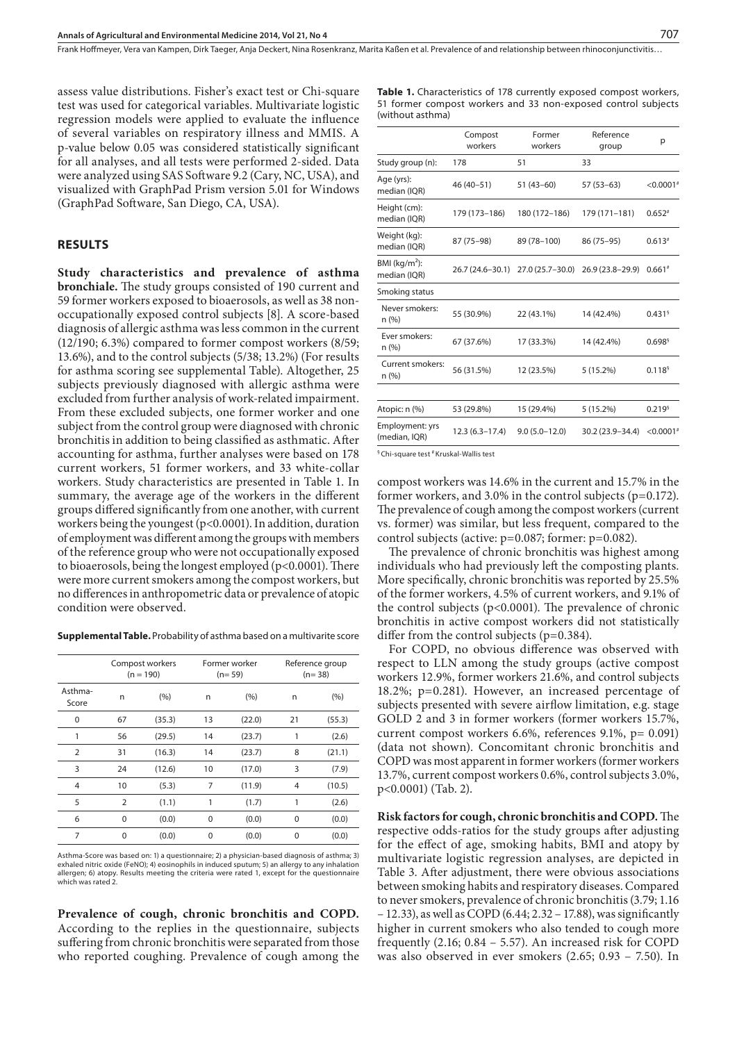assess value distributions. Fisher's exact test or Chi-square test was used for categorical variables. Multivariate logistic regression models were applied to evaluate the influence of several variables on respiratory illness and MMIS. A p-value below 0.05 was considered statistically significant for all analyses, and all tests were performed 2-sided. Data were analyzed using SAS Software 9.2 (Cary, NC, USA), and visualized with GraphPad Prism version 5.01 for Windows (GraphPad Software, San Diego, CA, USA).

## RESULTS

**Study characteristics and prevalence of asthma bronchiale.** The study groups consisted of 190 current and 59 former workers exposed to bioaerosols, as well as 38 non-occupationally exposed control subjects [8]. A score-based diagnosis of allergic asthma was less common in the current (12/190; 6.3%) compared to former compost workers (8/59; 13.6%), and to the control subjects (5/38; 13.2%) (For results for asthma scoring see supplemental Table). Altogether, 25 subjects previously diagnosed with allergic asthma were excluded from further analysis of work-related impairment. From these excluded subjects, one former worker and one subject from the control group were diagnosed with chronic bronchitis in addition to being classified as asthmatic. After accounting for asthma, further analyses were based on 178 current workers, 51 former workers, and 33 white-collar workers. Study characteristics are presented in Table 1. In summary, the average age of the workers in the different groups differed significantly from one another, with current workers being the youngest (p<0.0001). In addition, duration of employment was different among the groups with members of the reference group who were not occupationally exposed to bioaerosols, being the longest employed (p<0.0001). There were more current smokers among the compost workers, but no differences in anthropometric data or prevalence of atopic condition were observed.

**Supplemental Table.** Probability of asthma based on a multivarite score

| Asthma-Score | Compost workers (n = 190) | | Former worker (n= 59) | | Reference group (n= 38) | |
|---|---|---|---|---|---|---|
| | n | (%) | n | (%) | n | (%) |
| 0 | 67 | (35.3) | 13 | (22.0) | 21 | (55.3) |
| 1 | 56 | (29.5) | 14 | (23.7) | 1 | (2.6) |
| 2 | 31 | (16.3) | 14 | (23.7) | 8 | (21.1) |
| 3 | 24 | (12.6) | 10 | (17.0) | 3 | (7.9) |
| 4 | 10 | (5.3) | 7 | (11.9) | 4 | (10.5) |
| 5 | 2 | (1.1) | 1 | (1.7) | 1 | (2.6) |
| 6 | 0 | (0.0) | 0 | (0.0) | 0 | (0.0) |
| 7 | 0 | (0.0) | 0 | (0.0) | 0 | (0.0) |

Asthma-Score was based on: 1) a questionnaire; 2) a physician-based diagnosis of asthma; 3) exhaled nitric oxide (FeNO); 4) eosinophils in induced sputum; 5) an allergy to any inhalation allergen; 6) atopy. Results meeting the criteria were rated 1, except for the questionnaire which was rated 2.

**Prevalence of cough, chronic bronchitis and COPD.** According to the replies in the questionnaire, subjects suffering from chronic bronchitis were separated from those who reported coughing. Prevalence of cough among the compost workers was 14.6% in the current and 15.7% in the former workers, and 3.0% in the control subjects (p=0.172). The prevalence of cough among the compost workers (current vs. former) was similar, but less frequent, compared to the control subjects (active: p=0.087; former: p=0.082).

**Table 1.** Characteristics of 178 currently exposed compost workers, 51 former compost workers and 33 non-exposed control subjects (without asthma)

| | Compost workers | Former workers | Reference group | p |
|---|---|---|---|---|
| Study group (n): | 178 | 51 | 33 | |
| Age (yrs): median (IQR) | 46 (40–51) | 51 (43–60) | 57 (53–63) | <0.0001# |
| Height (cm): median (IQR) | 179 (173–186) | 180 (172–186) | 179 (171–181) | 0.652# |
| Weight (kg): median (IQR) | 87 (75–98) | 89 (78–100) | 86 (75–95) | 0.613# |
| BMI ($kg/m^2$): median (IQR) | 26.7 (24.6–30.1) | 27.0 (25.7–30.0) | 26.9 (23.8–29.9) | 0.661# |
| Smoking status | | | | |
| Never smokers: n (%) | 55 (30.9%) | 22 (43.1%) | 14 (42.4%) | 0.431§ |
| Ever smokers: n (%) | 67 (37.6%) | 17 (33.3%) | 14 (42.4%) | 0.698§ |
| Current smokers: n (%) | 56 (31.5%) | 12 (23.5%) | 5 (15.2%) | 0.118§ |
| Atopic: n (%) | 53 (29.8%) | 15 (29.4%) | 5 (15.2%) | 0.219§ |
| Employment: yrs (median, IQR) | 12.3 (6.3–17.4) | 9.0 (5.0–12.0) | 30.2 (23.9–34.4) | <0.0001# |

§ Chi-square test # Kruskal-Wallis test

The prevalence of chronic bronchitis was highest among individuals who had previously left the composting plants. More specifically, chronic bronchitis was reported by 25.5% of the former workers, 4.5% of current workers, and 9.1% of the control subjects (p<0.0001). The prevalence of chronic bronchitis in active compost workers did not statistically differ from the control subjects (p=0.384).

For COPD, no obvious difference was observed with respect to LLN among the study groups (active compost workers 12.9%, former workers 21.6%, and control subjects 18.2%; p=0.281). However, an increased percentage of subjects presented with severe airflow limitation, e.g. stage GOLD 2 and 3 in former workers (former workers 15.7%, current compost workers 6.6%, references 9.1%, p= 0.091) (data not shown). Concomitant chronic bronchitis and COPD was most apparent in former workers (former workers 13.7%, current compost workers 0.6%, control subjects 3.0%, p<0.0001) (Tab. 2).

**Risk factors for cough, chronic bronchitis and COPD.** The respective odds-ratios for the study groups after adjusting for the effect of age, smoking habits, BMI and atopy by multivariate logistic regression analyses, are depicted in Table 3. After adjustment, there were obvious associations between smoking habits and respiratory diseases. Compared to never smokers, prevalence of chronic bronchitis (3.79; 1.16 – 12.33), as well as COPD (6.44; 2.32 – 17.88), was significantly higher in current smokers who also tended to cough more frequently (2.16; 0.84 – 5.57). An increased risk for COPD was also observed in ever smokers (2.65; 0.93 – 7.50). In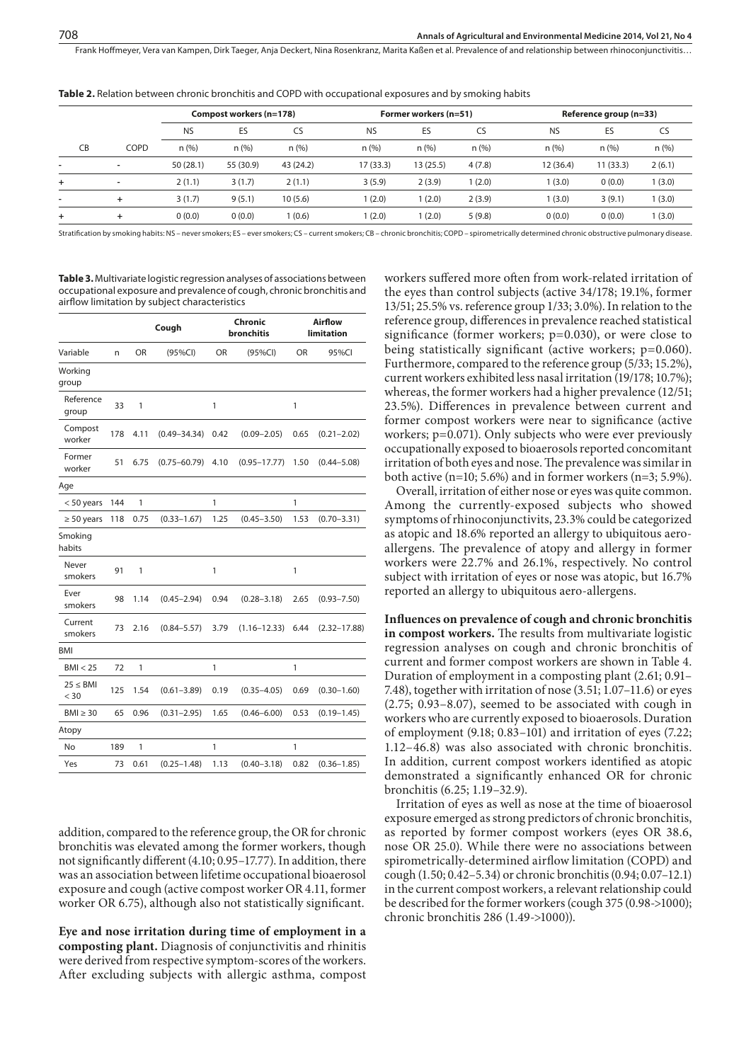**Table 2.** Relation between chronic bronchitis and COPD with occupational exposures and by smoking habits

| | | Compost workers (n=178) | | | Former workers (n=51) | | | Reference group (n=33) | | |
|---|---|---|---|---|---|---|---|---|---|---|
| | | NS | ES | CS | NS | ES | CS | NS | ES | CS |
| CB | COPD | n (%) | n (%) | n (%) | n (%) | n (%) | n (%) | n (%) | n (%) | n (%) |
| - | - | 50 (28.1) | 55 (30.9) | 43 (24.2) | 17 (33.3) | 13 (25.5) | 4 (7.8) | 12 (36.4) | 11 (33.3) | 2 (6.1) |
| + | - | 2 (1.1) | 3 (1.7) | 2 (1.1) | 3 (5.9) | 2 (3.9) | 1 (2.0) | 1 (3.0) | 0 (0.0) | 1 (3.0) |
| - | + | 3 (1.7) | 9 (5.1) | 10 (5.6) | 1 (2.0) | 1 (2.0) | 2 (3.9) | 1 (3.0) | 3 (9.1) | 1 (3.0) |
| + | + | 0 (0.0) | 0 (0.0) | 1 (0.6) | 1 (2.0) | 1 (2.0) | 5 (9.8) | 0 (0.0) | 0 (0.0) | 1 (3.0) |

Stratification by smoking habits: NS – never smokers; ES – ever smokers; CS – current smokers; CB – chronic bronchitis; COPD – spirometrically determined chronic obstructive pulmonary disease.

**Table 3.** Multivariate logistic regression analyses of associations between occupational exposure and prevalence of cough, chronic bronchitis and airflow limitation by subject characteristics

| | | Cough | | Chronic bronchitis | | Airflow limitation | |
|---|---|---|---|---|---|---|---|
| Variable | n | OR | (95%CI) | OR | (95%CI) | OR | 95%CI |
| Working group | | | | | | | |
| Reference group | 33 | 1 | | 1 | | 1 | |
| Compost worker | 178 | 4.11 | (0.49–34.34) | 0.42 | (0.09–2.05) | 0.65 | (0.21–2.02) |
| Former worker | 51 | 6.75 | (0.75–60.79) | 4.10 | (0.95–17.77) | 1.50 | (0.44–5.08) |
| Age | | | | | | | |
| < 50 years | 144 | 1 | | 1 | | 1 | |
| ≥ 50 years | 118 | 0.75 | (0.33–1.67) | 1.25 | (0.45–3.50) | 1.53 | (0.70–3.31) |
| Smoking habits | | | | | | | |
| Never smokers | 91 | 1 | | 1 | | 1 | |
| Ever smokers | 98 | 1.14 | (0.45–2.94) | 0.94 | (0.28–3.18) | 2.65 | (0.93–7.50) |
| Current smokers | 73 | 2.16 | (0.84–5.57) | 3.79 | (1.16–12.33) | 6.44 | (2.32–17.88) |
| BMI | | | | | | | |
| BMI < 25 | 72 | 1 | | 1 | | 1 | |
| 25 ≤ BMI < 30 | 125 | 1.54 | (0.61–3.89) | 0.19 | (0.35–4.05) | 0.69 | (0.30–1.60) |
| BMI ≥ 30 | 65 | 0.96 | (0.31–2.95) | 1.65 | (0.46–6.00) | 0.53 | (0.19–1.45) |
| Atopy | | | | | | | |
| No | 189 | 1 | | 1 | | 1 | |
| Yes | 73 | 0.61 | (0.25–1.48) | 1.13 | (0.40–3.18) | 0.82 | (0.36–1.85) |

addition, compared to the reference group, the OR for chronic bronchitis was elevated among the former workers, though not significantly different (4.10; 0.95–17.77). In addition, there was an association between lifetime occupational bioaerosol exposure and cough (active compost worker OR 4.11, former worker OR 6.75), although also not statistically significant.

**Eye and nose irritation during time of employment in a composting plant.** Diagnosis of conjunctivitis and rhinitis were derived from respective symptom-scores of the workers. After excluding subjects with allergic asthma, compost workers suffered more often from work-related irritation of the eyes than control subjects (active 34/178; 19.1%, former 13/51; 25.5% vs. reference group 1/33; 3.0%). In relation to the reference group, differences in prevalence reached statistical significance (former workers; p=0.030), or were close to being statistically significant (active workers; p=0.060). Furthermore, compared to the reference group (5/33; 15.2%), current workers exhibited less nasal irritation (19/178; 10.7%); whereas, the former workers had a higher prevalence (12/51; 23.5%). Differences in prevalence between current and former compost workers were near to significance (active workers; p=0.071). Only subjects who were ever previously occupationally exposed to bioaerosols reported concomitant irritation of both eyes and nose. The prevalence was similar in both active (n=10; 5.6%) and in former workers (n=3; 5.9%).

Overall, irritation of either nose or eyes was quite common. Among the currently-exposed subjects who showed symptoms of rhinoconjunctivits, 23.3% could be categorized as atopic and 18.6% reported an allergy to ubiquitous aero-allergens. The prevalence of atopy and allergy in former workers were 22.7% and 26.1%, respectively. No control subject with irritation of eyes or nose was atopic, but 16.7% reported an allergy to ubiquitous aero-allergens.

**Influences on prevalence of cough and chronic bronchitis in compost workers.** The results from multivariate logistic regression analyses on cough and chronic bronchitis of current and former compost workers are shown in Table 4. Duration of employment in a composting plant (2.61; 0.91–7.48), together with irritation of nose (3.51; 1.07–11.6) or eyes (2.75; 0.93–8.07), seemed to be associated with cough in workers who are currently exposed to bioaerosols. Duration of employment (9.18; 0.83–101) and irritation of eyes (7.22; 1.12–46.8) was also associated with chronic bronchitis. In addition, current compost workers identified as atopic demonstrated a significantly enhanced OR for chronic bronchitis (6.25; 1.19–32.9).

Irritation of eyes as well as nose at the time of bioaerosol exposure emerged as strong predictors of chronic bronchitis, as reported by former compost workers (eyes OR 38.6, nose OR 25.0). While there were no associations between spirometrically-determined airflow limitation (COPD) and cough (1.50; 0.42–5.34) or chronic bronchitis (0.94; 0.07–12.1) in the current compost workers, a relevant relationship could be described for the former workers (cough 375 (0.98->1000); chronic bronchitis 286 (1.49->1000)).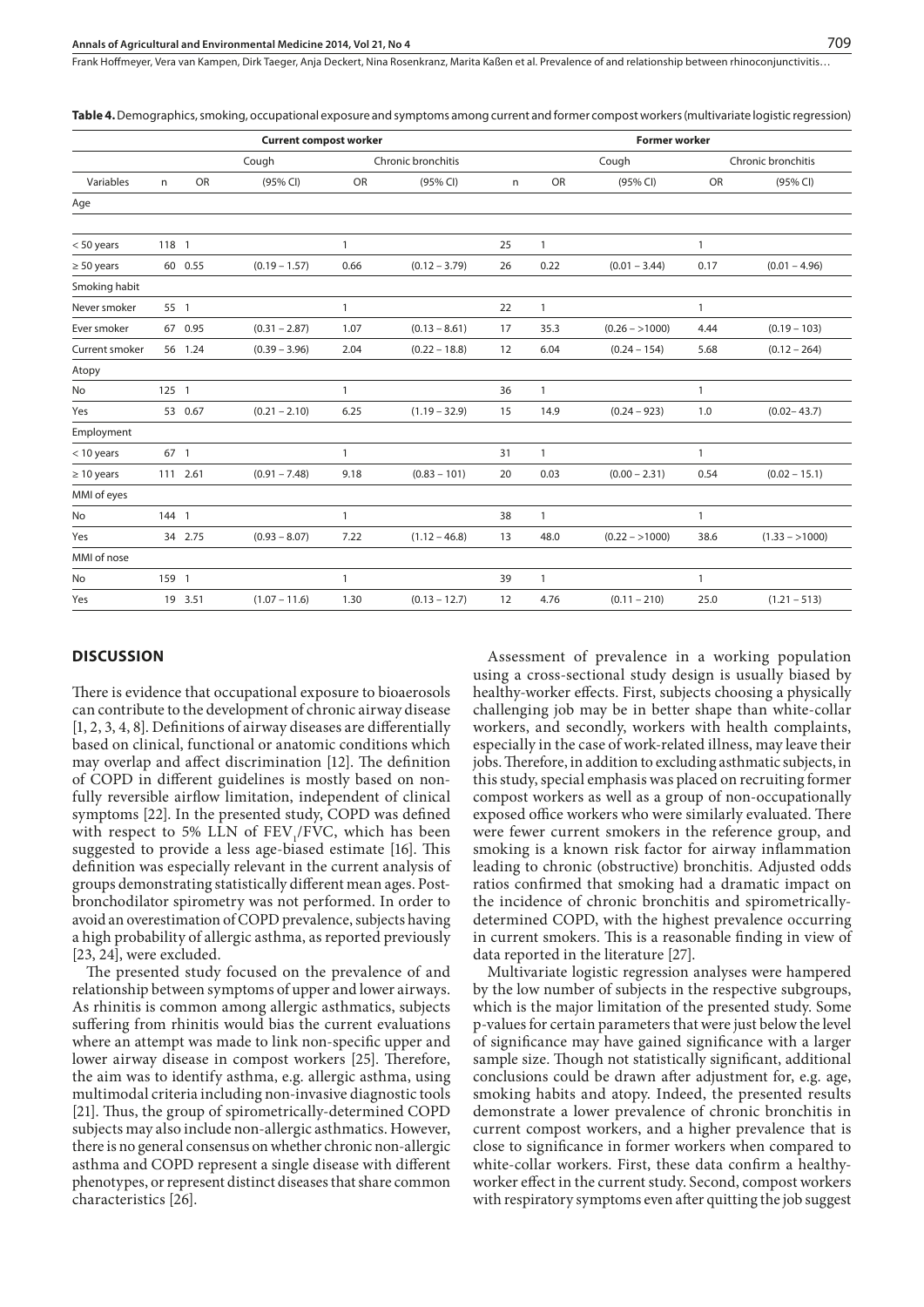**Table 4.** Demographics, smoking, occupational exposure and symptoms among current and former compost workers (multivariate logistic regression)

| | Current compost worker | | | | | Former worker | | | | |
|---|---|---|---|---|---|---|---|---|---|---|
| | | Cough | | Chronic bronchitis | | | Cough | | Chronic bronchitis | |
| Variables | n | OR | (95% CI) | OR | (95% CI) | n | OR | (95% CI) | OR | (95% CI) |
| Age | | | | | | | | | | |
| < 50 years | 118 | 1 | | 1 | | 25 | 1 | | 1 | |
| ≥ 50 years | 60 | 0.55 | (0.19 – 1.57) | 0.66 | (0.12 – 3.79) | 26 | 0.22 | (0.01 – 3.44) | 0.17 | (0.01 – 4.96) |
| Smoking habit | | | | | | | | | | |
| Never smoker | 55 | 1 | | 1 | | 22 | 1 | | 1 | |
| Ever smoker | 67 | 0.95 | (0.31 – 2.87) | 1.07 | (0.13 – 8.61) | 17 | 35.3 | (0.26 – >1000) | 4.44 | (0.19 – 103) |
| Current smoker | 56 | 1.24 | (0.39 – 3.96) | 2.04 | (0.22 – 18.8) | 12 | 6.04 | (0.24 – 154) | 5.68 | (0.12 – 264) |
| Atopy | | | | | | | | | | |
| No | 125 | 1 | | 1 | | 36 | 1 | | 1 | |
| Yes | 53 | 0.67 | (0.21 – 2.10) | 6.25 | (1.19 – 32.9) | 15 | 14.9 | (0.24 – 923) | 1.0 | (0.02– 43.7) |
| Employment | | | | | | | | | | |
| < 10 years | 67 | 1 | | 1 | | 31 | 1 | | 1 | |
| ≥ 10 years | 111 | 2.61 | (0.91 – 7.48) | 9.18 | (0.83 – 101) | 20 | 0.03 | (0.00 – 2.31) | 0.54 | (0.02 – 15.1) |
| MMI of eyes | | | | | | | | | | |
| No | 144 | 1 | | 1 | | 38 | 1 | | 1 | |
| Yes | 34 | 2.75 | (0.93 – 8.07) | 7.22 | (1.12 – 46.8) | 13 | 48.0 | (0.22 – >1000) | 38.6 | (1.33 – >1000) |
| MMI of nose | | | | | | | | | | |
| No | 159 | 1 | | 1 | | 39 | 1 | | 1 | |
| Yes | 19 | 3.51 | (1.07 – 11.6) | 1.30 | (0.13 – 12.7) | 12 | 4.76 | (0.11 – 210) | 25.0 | (1.21 – 513) |

## DISCUSSION

There is evidence that occupational exposure to bioaerosols can contribute to the development of chronic airway disease [1, 2, 3, 4, 8]. Definitions of airway diseases are differentially based on clinical, functional or anatomic conditions which may overlap and affect discrimination [12]. The definition of COPD in different guidelines is mostly based on non-fully reversible airflow limitation, independent of clinical symptoms [22]. In the presented study, COPD was defined with respect to 5% LLN of $FEV_1/FVC$, which has been suggested to provide a less age-biased estimate [16]. This definition was especially relevant in the current analysis of groups demonstrating statistically different mean ages. Post-bronchodilator spirometry was not performed. In order to avoid an overestimation of COPD prevalence, subjects having a high probability of allergic asthma, as reported previously [23, 24], were excluded.

The presented study focused on the prevalence of and relationship between symptoms of upper and lower airways. As rhinitis is common among allergic asthmatics, subjects suffering from rhinitis would bias the current evaluations where an attempt was made to link non-specific upper and lower airway disease in compost workers [25]. Therefore, the aim was to identify asthma, e.g. allergic asthma, using multimodal criteria including non-invasive diagnostic tools [21]. Thus, the group of spirometrically-determined COPD subjects may also include non-allergic asthmatics. However, there is no general consensus on whether chronic non-allergic asthma and COPD represent a single disease with different phenotypes, or represent distinct diseases that share common characteristics [26].

Assessment of prevalence in a working population using a cross-sectional study design is usually biased by healthy-worker effects. First, subjects choosing a physically challenging job may be in better shape than white-collar workers, and secondly, workers with health complaints, especially in the case of work-related illness, may leave their jobs. Therefore, in addition to excluding asthmatic subjects, in this study, special emphasis was placed on recruiting former compost workers as well as a group of non-occupationally exposed office workers who were similarly evaluated. There were fewer current smokers in the reference group, and smoking is a known risk factor for airway inflammation leading to chronic (obstructive) bronchitis. Adjusted odds ratios confirmed that smoking had a dramatic impact on the incidence of chronic bronchitis and spirometrically-determined COPD, with the highest prevalence occurring in current smokers. This is a reasonable finding in view of data reported in the literature [27].

Multivariate logistic regression analyses were hampered by the low number of subjects in the respective subgroups, which is the major limitation of the presented study. Some p-values for certain parameters that were just below the level of significance may have gained significance with a larger sample size. Though not statistically significant, additional conclusions could be drawn after adjustment for, e.g. age, smoking habits and atopy. Indeed, the presented results demonstrate a lower prevalence of chronic bronchitis in current compost workers, and a higher prevalence that is close to significance in former workers when compared to white-collar workers. First, these data confirm a healthy-worker effect in the current study. Second, compost workers with respiratory symptoms even after quitting the job suggest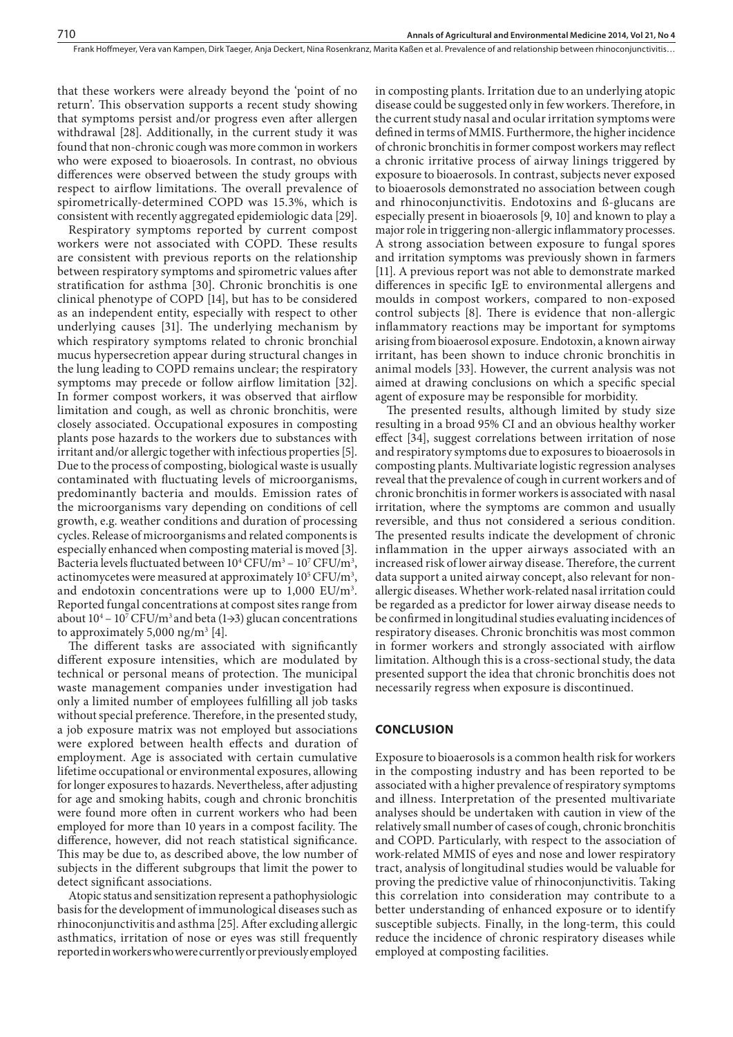that these workers were already beyond the 'point of no return'. This observation supports a recent study showing that symptoms persist and/or progress even after allergen withdrawal [28]. Additionally, in the current study it was found that non-chronic cough was more common in workers who were exposed to bioaerosols. In contrast, no obvious differences were observed between the study groups with respect to airflow limitations. The overall prevalence of spirometrically-determined COPD was 15.3%, which is consistent with recently aggregated epidemiologic data [29].

Respiratory symptoms reported by current compost workers were not associated with COPD. These results are consistent with previous reports on the relationship between respiratory symptoms and spirometric values after stratification for asthma [30]. Chronic bronchitis is one clinical phenotype of COPD [14], but has to be considered as an independent entity, especially with respect to other underlying causes [31]. The underlying mechanism by which respiratory symptoms related to chronic bronchial mucus hypersecretion appear during structural changes in the lung leading to COPD remains unclear; the respiratory symptoms may precede or follow airflow limitation [32]. In former compost workers, it was observed that airflow limitation and cough, as well as chronic bronchitis, were closely associated. Occupational exposures in composting plants pose hazards to the workers due to substances with irritant and/or allergic together with infectious properties [5]. Due to the process of composting, biological waste is usually contaminated with fluctuating levels of microorganisms, predominantly bacteria and moulds. Emission rates of the microorganisms vary depending on conditions of cell growth, e.g. weather conditions and duration of processing cycles. Release of microorganisms and related components is especially enhanced when composting material is moved [3]. Bacteria levels fluctuated between $10^4$ CFU/m$^3$ – $10^7$ CFU/m$^3$, actinomycetes were measured at approximately $10^5$ CFU/m$^3$, and endotoxin concentrations were up to 1,000 EU/m$^3$. Reported fungal concentrations at compost sites range from about $10^4$ – $10^7$ CFU/m$^3$ and beta (1→3) glucan concentrations to approximately 5,000 ng/m$^3$ [4].

The different tasks are associated with significantly different exposure intensities, which are modulated by technical or personal means of protection. The municipal waste management companies under investigation had only a limited number of employees fulfilling all job tasks without special preference. Therefore, in the presented study, a job exposure matrix was not employed but associations were explored between health effects and duration of employment. Age is associated with certain cumulative lifetime occupational or environmental exposures, allowing for longer exposures to hazards. Nevertheless, after adjusting for age and smoking habits, cough and chronic bronchitis were found more often in current workers who had been employed for more than 10 years in a compost facility. The difference, however, did not reach statistical significance. This may be due to, as described above, the low number of subjects in the different subgroups that limit the power to detect significant associations.

Atopic status and sensitization represent a pathophysiologic basis for the development of immunological diseases such as rhinoconjunctivitis and asthma [25]. After excluding allergic asthmatics, irritation of nose or eyes was still frequently reported in workers who were currently or previously employed in composting plants. Irritation due to an underlying atopic disease could be suggested only in few workers. Therefore, in the current study nasal and ocular irritation symptoms were defined in terms of MMIS. Furthermore, the higher incidence of chronic bronchitis in former compost workers may reflect a chronic irritative process of airway linings triggered by exposure to bioaerosols. In contrast, subjects never exposed to bioaerosols demonstrated no association between cough and rhinoconjunctivitis. Endotoxins and ß-glucans are especially present in bioaerosols [9, 10] and known to play a major role in triggering non-allergic inflammatory processes. A strong association between exposure to fungal spores and irritation symptoms was previously shown in farmers [11]. A previous report was not able to demonstrate marked differences in specific IgE to environmental allergens and moulds in compost workers, compared to non-exposed control subjects [8]. There is evidence that non-allergic inflammatory reactions may be important for symptoms arising from bioaerosol exposure. Endotoxin, a known airway irritant, has been shown to induce chronic bronchitis in animal models [33]. However, the current analysis was not aimed at drawing conclusions on which a specific special agent of exposure may be responsible for morbidity.

The presented results, although limited by study size resulting in a broad 95% CI and an obvious healthy worker effect [34], suggest correlations between irritation of nose and respiratory symptoms due to exposures to bioaerosols in composting plants. Multivariate logistic regression analyses reveal that the prevalence of cough in current workers and of chronic bronchitis in former workers is associated with nasal irritation, where the symptoms are common and usually reversible, and thus not considered a serious condition. The presented results indicate the development of chronic inflammation in the upper airways associated with an increased risk of lower airway disease. Therefore, the current data support a united airway concept, also relevant for non-allergic diseases. Whether work-related nasal irritation could be regarded as a predictor for lower airway disease needs to be confirmed in longitudinal studies evaluating incidences of respiratory diseases. Chronic bronchitis was most common in former workers and strongly associated with airflow limitation. Although this is a cross-sectional study, the data presented support the idea that chronic bronchitis does not necessarily regress when exposure is discontinued.

## CONCLUSION

Exposure to bioaerosols is a common health risk for workers in the composting industry and has been reported to be associated with a higher prevalence of respiratory symptoms and illness. Interpretation of the presented multivariate analyses should be undertaken with caution in view of the relatively small number of cases of cough, chronic bronchitis and COPD. Particularly, with respect to the association of work-related MMIS of eyes and nose and lower respiratory tract, analysis of longitudinal studies would be valuable for proving the predictive value of rhinoconjunctivitis. Taking this correlation into consideration may contribute to a better understanding of enhanced exposure or to identify susceptible subjects. Finally, in the long-term, this could reduce the incidence of chronic respiratory diseases while employed at composting facilities.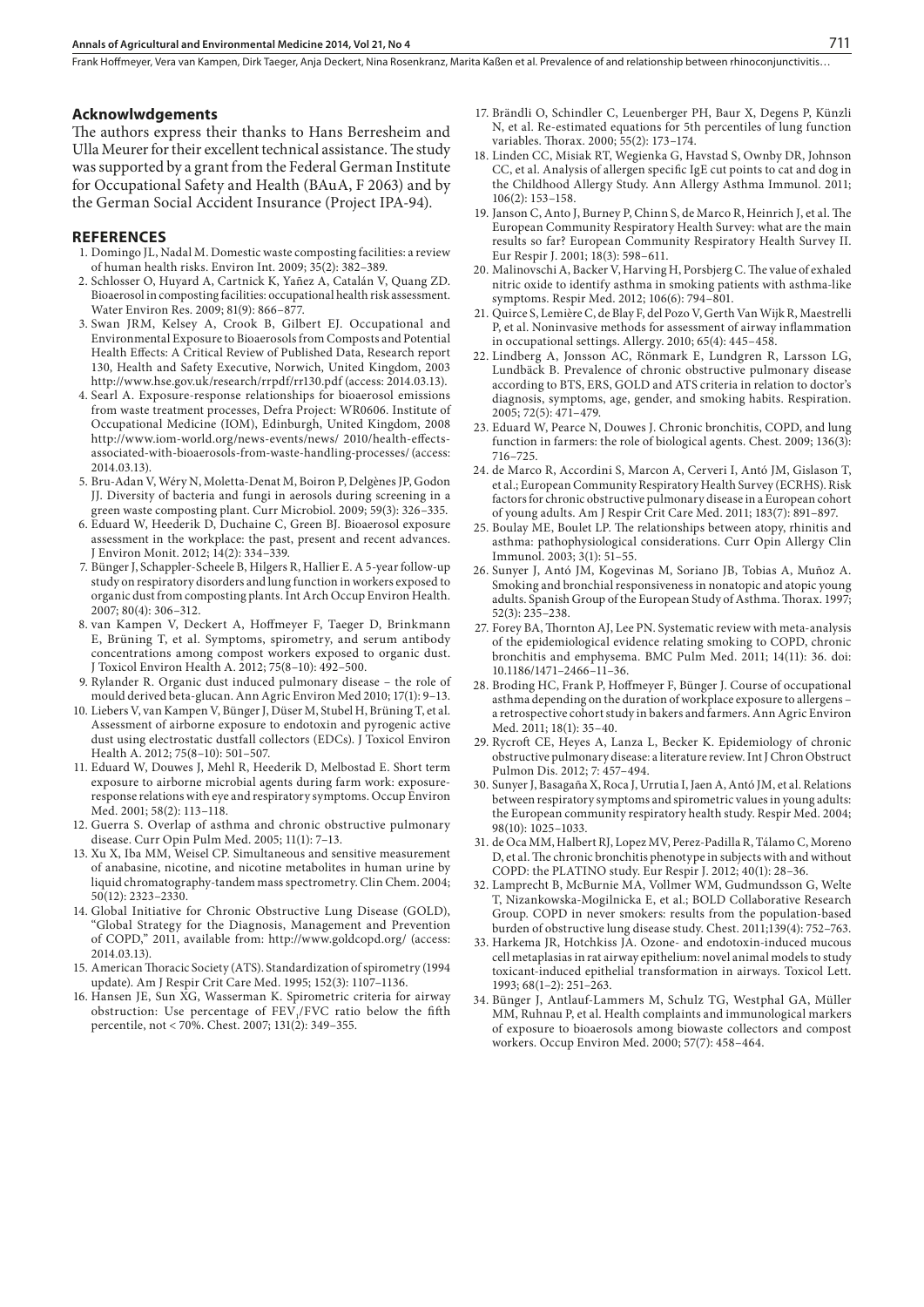## Acknowlwdgements

The authors express their thanks to Hans Berresheim and Ulla Meurer for their excellent technical assistance. The study was supported by a grant from the Federal German Institute for Occupational Safety and Health (BAuA, F 2063) and by the German Social Accident Insurance (Project IPA-94).

## REFERENCES

1. Domingo JL, Nadal M. Domestic waste composting facilities: a review of human health risks. Environ Int. 2009; 35(2): 382–389.
2. Schlosser O, Huyard A, Cartnick K, Yañez A, Catalán V, Quang ZD. Bioaerosol in composting facilities: occupational health risk assessment. Water Environ Res. 2009; 81(9): 866–877.
3. Swan JRM, Kelsey A, Crook B, Gilbert EJ. Occupational and Environmental Exposure to Bioaerosols from Composts and Potential Health Effects: A Critical Review of Published Data, Research report 130, Health and Safety Executive, Norwich, United Kingdom, 2003 http://www.hse.gov.uk/research/rrpdf/rr130.pdf (access: 2014.03.13).
4. Searl A. Exposure-response relationships for bioaerosol emissions from waste treatment processes, Defra Project: WR0606. Institute of Occupational Medicine (IOM), Edinburgh, United Kingdom, 2008 http://www.iom-world.org/news-events/news/ 2010/health-effects-associated-with-bioaerosols-from-waste-handling-processes/ (access: 2014.03.13).
5. Bru-Adan V, Wéry N, Moletta-Denat M, Boiron P, Delgènes JP, Godon JJ. Diversity of bacteria and fungi in aerosols during screening in a green waste composting plant. Curr Microbiol. 2009; 59(3): 326–335.
6. Eduard W, Heederik D, Duchaine C, Green BJ. Bioaerosol exposure assessment in the workplace: the past, present and recent advances. J Environ Monit. 2012; 14(2): 334–339.
7. Bünger J, Schappler-Scheele B, Hilgers R, Hallier E. A 5-year follow-up study on respiratory disorders and lung function in workers exposed to organic dust from composting plants. Int Arch Occup Environ Health. 2007; 80(4): 306–312.
8. van Kampen V, Deckert A, Hoffmeyer F, Taeger D, Brinkmann E, Brüning T, et al. Symptoms, spirometry, and serum antibody concentrations among compost workers exposed to organic dust. J Toxicol Environ Health A. 2012; 75(8–10): 492–500.
9. Rylander R. Organic dust induced pulmonary disease – the role of mould derived beta-glucan. Ann Agric Environ Med 2010; 17(1): 9–13.
10. Liebers V, van Kampen V, Bünger J, Düser M, Stubel H, Brüning T, et al. Assessment of airborne exposure to endotoxin and pyrogenic active dust using electrostatic dustfall collectors (EDCs). J Toxicol Environ Health A. 2012; 75(8–10): 501–507.
11. Eduard W, Douwes J, Mehl R, Heederik D, Melbostad E. Short term exposure to airborne microbial agents during farm work: exposure-response relations with eye and respiratory symptoms. Occup Environ Med. 2001; 58(2): 113–118.
12. Guerra S. Overlap of asthma and chronic obstructive pulmonary disease. Curr Opin Pulm Med. 2005; 11(1): 7–13.
13. Xu X, Iba MM, Weisel CP. Simultaneous and sensitive measurement of anabasine, nicotine, and nicotine metabolites in human urine by liquid chromatography-tandem mass spectrometry. Clin Chem. 2004; 50(12): 2323–2330.
14. Global Initiative for Chronic Obstructive Lung Disease (GOLD), "Global Strategy for the Diagnosis, Management and Prevention of COPD," 2011, available from: http://www.goldcopd.org/ (access: 2014.03.13).
15. American Thoracic Society (ATS). Standardization of spirometry (1994 update). Am J Respir Crit Care Med. 1995; 152(3): 1107–1136.
16. Hansen JE, Sun XG, Wasserman K. Spirometric criteria for airway obstruction: Use percentage of $FEV_1$/FVC ratio below the fifth percentile, not < 70%. Chest. 2007; 131(2): 349–355.
17. Brändli O, Schindler C, Leuenberger PH, Baur X, Degens P, Künzli N, et al. Re-estimated equations for 5th percentiles of lung function variables. Thorax. 2000; 55(2): 173–174.
18. Linden CC, Misiak RT, Wegienka G, Havstad S, Ownby DR, Johnson CC, et al. Analysis of allergen specific IgE cut points to cat and dog in the Childhood Allergy Study. Ann Allergy Asthma Immunol. 2011; 106(2): 153–158.
19. Janson C, Anto J, Burney P, Chinn S, de Marco R, Heinrich J, et al. The European Community Respiratory Health Survey: what are the main results so far? European Community Respiratory Health Survey II. Eur Respir J. 2001; 18(3): 598–611.
20. Malinovschi A, Backer V, Harving H, Porsbjerg C. The value of exhaled nitric oxide to identify asthma in smoking patients with asthma-like symptoms. Respir Med. 2012; 106(6): 794–801.
21. Quirce S, Lemière C, de Blay F, del Pozo V, Gerth Van Wijk R, Maestrelli P, et al. Noninvasive methods for assessment of airway inflammation in occupational settings. Allergy. 2010; 65(4): 445–458.
22. Lindberg A, Jonsson AC, Rönmark E, Lundgren R, Larsson LG, Lundbäck B. Prevalence of chronic obstructive pulmonary disease according to BTS, ERS, GOLD and ATS criteria in relation to doctor's diagnosis, symptoms, age, gender, and smoking habits. Respiration. 2005; 72(5): 471–479.
23. Eduard W, Pearce N, Douwes J. Chronic bronchitis, COPD, and lung function in farmers: the role of biological agents. Chest. 2009; 136(3): 716–725.
24. de Marco R, Accordini S, Marcon A, Cerveri I, Antó JM, Gislason T, et al.; European Community Respiratory Health Survey (ECRHS). Risk factors for chronic obstructive pulmonary disease in a European cohort of young adults. Am J Respir Crit Care Med. 2011; 183(7): 891–897.
25. Boulay ME, Boulet LP. The relationships between atopy, rhinitis and asthma: pathophysiological considerations. Curr Opin Allergy Clin Immunol. 2003; 3(1): 51–55.
26. Sunyer J, Antó JM, Kogevinas M, Soriano JB, Tobias A, Muñoz A. Smoking and bronchial responsiveness in nonatopic and atopic young adults. Spanish Group of the European Study of Asthma. Thorax. 1997; 52(3): 235–238.
27. Forey BA, Thornton AJ, Lee PN. Systematic review with meta-analysis of the epidemiological evidence relating smoking to COPD, chronic bronchitis and emphysema. BMC Pulm Med. 2011; 14(11): 36. doi: 10.1186/1471–2466–11–36.
28. Broding HC, Frank P, Hoffmeyer F, Bünger J. Course of occupational asthma depending on the duration of workplace exposure to allergens – a retrospective cohort study in bakers and farmers. Ann Agric Environ Med. 2011; 18(1): 35–40.
29. Rycroft CE, Heyes A, Lanza L, Becker K. Epidemiology of chronic obstructive pulmonary disease: a literature review. Int J Chron Obstruct Pulmon Dis. 2012; 7: 457–494.
30. Sunyer J, Basagaña X, Roca J, Urrutia I, Jaen A, Antó JM, et al. Relations between respiratory symptoms and spirometric values in young adults: the European community respiratory health study. Respir Med. 2004; 98(10): 1025–1033.
31. de Oca MM, Halbert RJ, Lopez MV, Perez-Padilla R, Tálamo C, Moreno D, et al. The chronic bronchitis phenotype in subjects with and without COPD: the PLATINO study. Eur Respir J. 2012; 40(1): 28–36.
32. Lamprecht B, McBurnie MA, Vollmer WM, Gudmundsson G, Welte T, Nizankowska-Mogilnicka E, et al.; BOLD Collaborative Research Group. COPD in never smokers: results from the population-based burden of obstructive lung disease study. Chest. 2011;139(4): 752–763.
33. Harkema JR, Hotchkiss JA. Ozone- and endotoxin-induced mucous cell metaplasias in rat airway epithelium: novel animal models to study toxicant-induced epithelial transformation in airways. Toxicol Lett. 1993; 68(1–2): 251–263.
34. Bünger J, Antlauf-Lammers M, Schulz TG, Westphal GA, Müller MM, Ruhnau P, et al. Health complaints and immunological markers of exposure to bioaerosols among biowaste collectors and compost workers. Occup Environ Med. 2000; 57(7): 458–464.